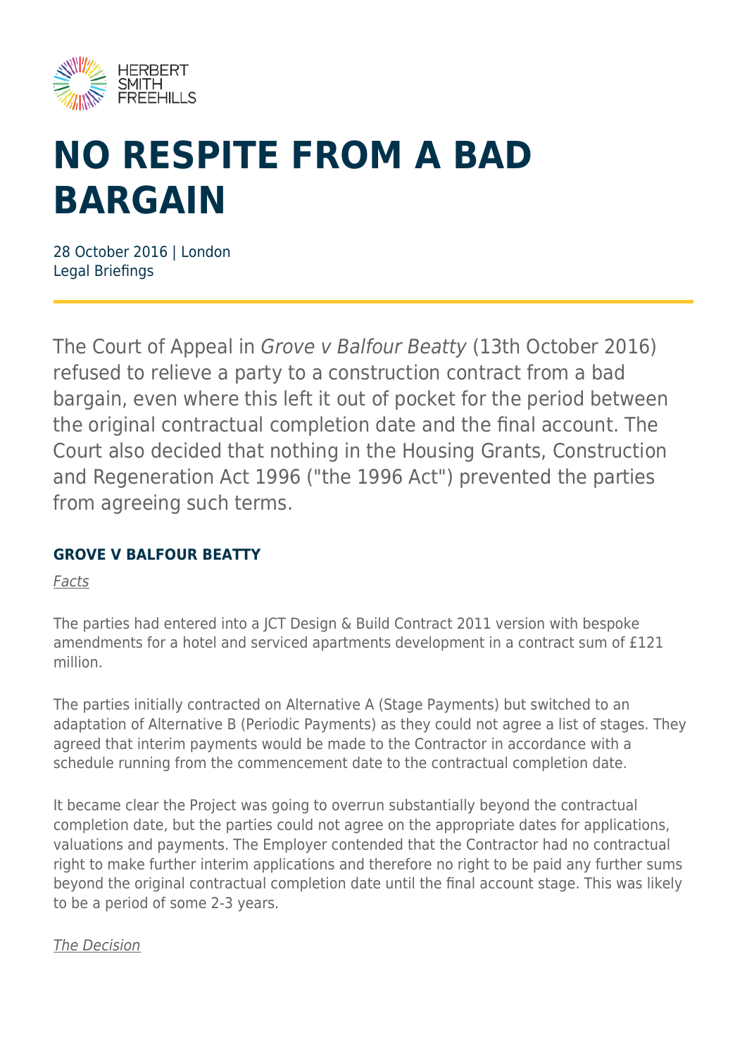# NO RESPITE FROM A BAD BARGAIN

28 October 2016 | London
Legal Briefings

The Court of Appeal in *Grove v Balfour Beatty* (13th October 2016) refused to relieve a party to a construction contract from a bad bargain, even where this left it out of pocket for the period between the original contractual completion date and the final account. The Court also decided that nothing in the Housing Grants, Construction and Regeneration Act 1996 ("the 1996 Act") prevented the parties from agreeing such terms.

## GROVE V BALFOUR BEATTY

*Facts*

The parties had entered into a JCT Design & Build Contract 2011 version with bespoke amendments for a hotel and serviced apartments development in a contract sum of £121 million.

The parties initially contracted on Alternative A (Stage Payments) but switched to an adaptation of Alternative B (Periodic Payments) as they could not agree a list of stages. They agreed that interim payments would be made to the Contractor in accordance with a schedule running from the commencement date to the contractual completion date.

It became clear the Project was going to overrun substantially beyond the contractual completion date, but the parties could not agree on the appropriate dates for applications, valuations and payments. The Employer contended that the Contractor had no contractual right to make further interim applications and therefore no right to be paid any further sums beyond the original contractual completion date until the final account stage. This was likely to be a period of some 2-3 years.

*The Decision*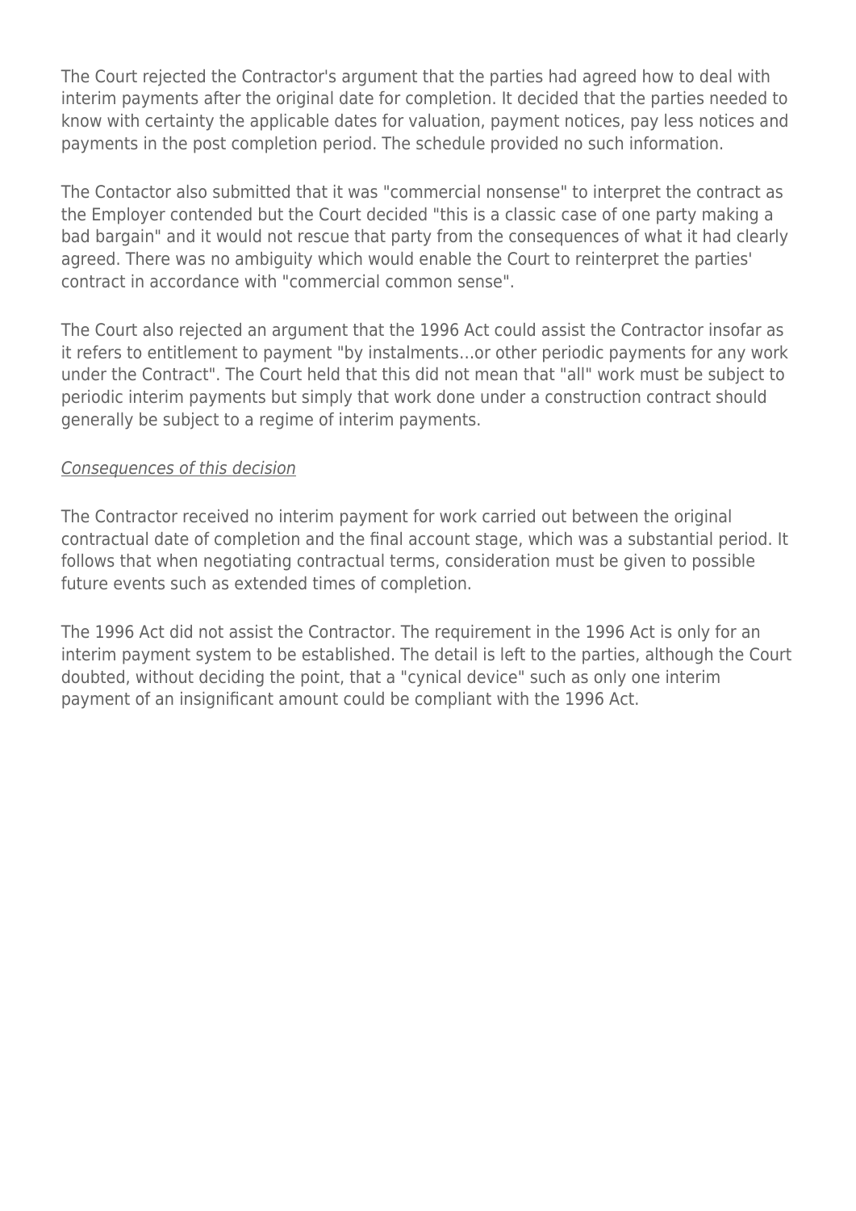The Court rejected the Contractor's argument that the parties had agreed how to deal with interim payments after the original date for completion. It decided that the parties needed to know with certainty the applicable dates for valuation, payment notices, pay less notices and payments in the post completion period. The schedule provided no such information.

The Contactor also submitted that it was "commercial nonsense" to interpret the contract as the Employer contended but the Court decided "this is a classic case of one party making a bad bargain" and it would not rescue that party from the consequences of what it had clearly agreed. There was no ambiguity which would enable the Court to reinterpret the parties' contract in accordance with "commercial common sense".

The Court also rejected an argument that the 1996 Act could assist the Contractor insofar as it refers to entitlement to payment "by instalments…or other periodic payments for any work under the Contract". The Court held that this did not mean that "all" work must be subject to periodic interim payments but simply that work done under a construction contract should generally be subject to a regime of interim payments.

*Consequences of this decision*

The Contractor received no interim payment for work carried out between the original contractual date of completion and the final account stage, which was a substantial period. It follows that when negotiating contractual terms, consideration must be given to possible future events such as extended times of completion.

The 1996 Act did not assist the Contractor. The requirement in the 1996 Act is only for an interim payment system to be established. The detail is left to the parties, although the Court doubted, without deciding the point, that a "cynical device" such as only one interim payment of an insignificant amount could be compliant with the 1996 Act.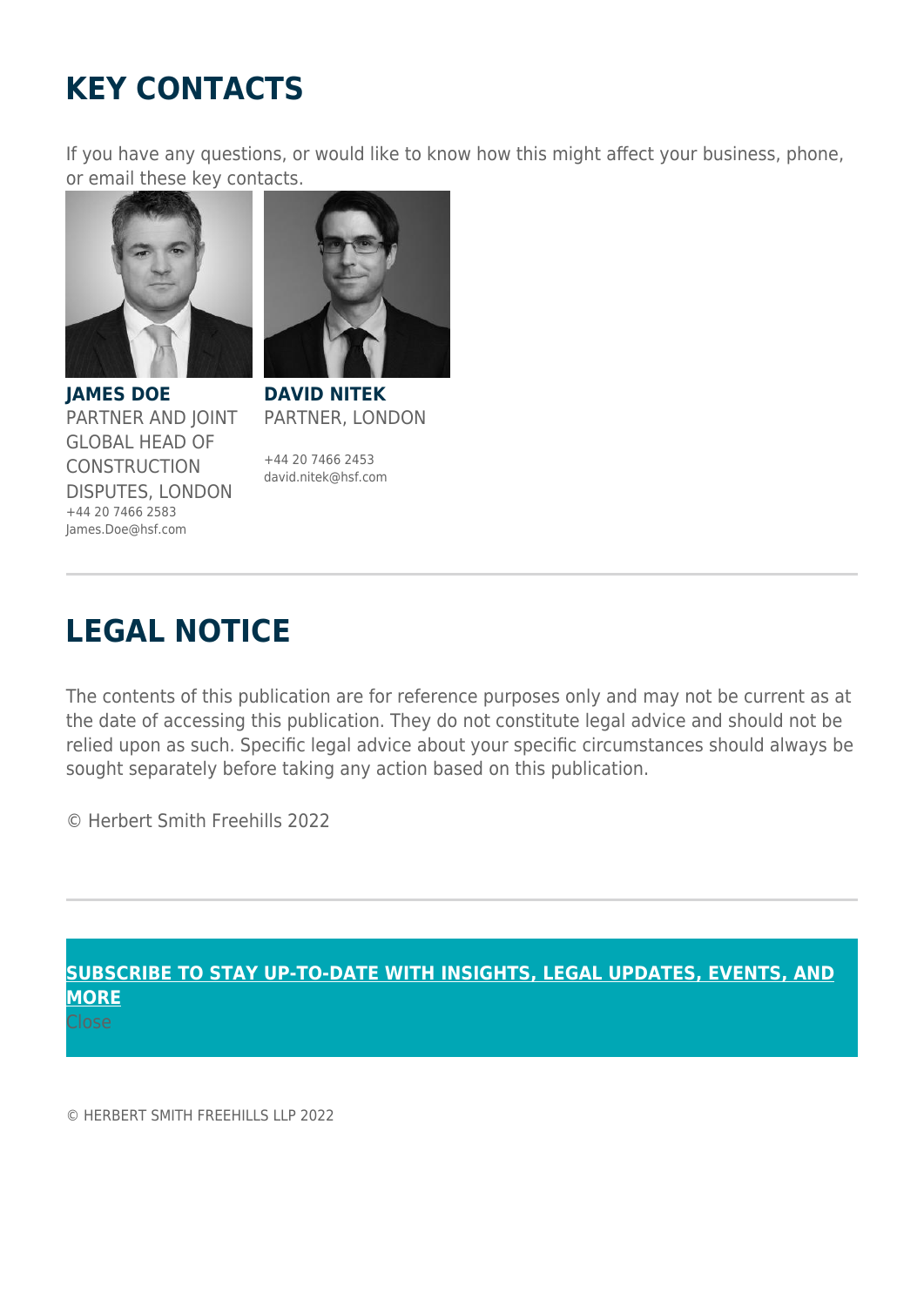# KEY CONTACTS

If you have any questions, or would like to know how this might affect your business, phone, or email these key contacts.

**JAMES DOE**
PARTNER AND JOINT GLOBAL HEAD OF CONSTRUCTION DISPUTES, LONDON
+44 20 7466 2583
James.Doe@hsf.com

**DAVID NITEK**
PARTNER, LONDON

+44 20 7466 2453
david.nitek@hsf.com

# LEGAL NOTICE

The contents of this publication are for reference purposes only and may not be current as at the date of accessing this publication. They do not constitute legal advice and should not be relied upon as such. Specific legal advice about your specific circumstances should always be sought separately before taking any action based on this publication.

© Herbert Smith Freehills 2022

**SUBSCRIBE TO STAY UP-TO-DATE WITH INSIGHTS, LEGAL UPDATES, EVENTS, AND MORE**
Close

© HERBERT SMITH FREEHILLS LLP 2022